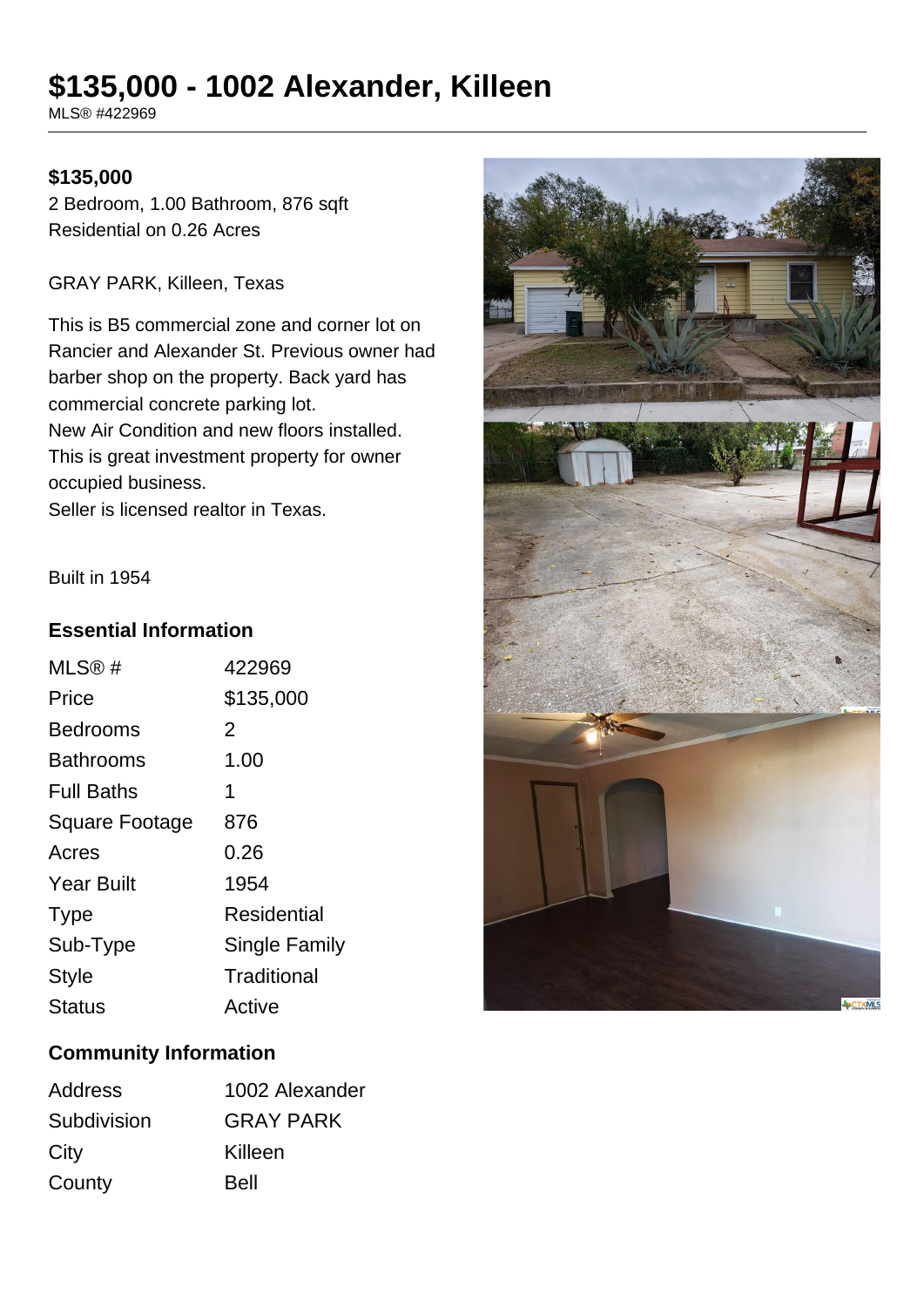# $135,000 - 1002 Alexander, Killeen

MLS® #422969

**$135,000**

2 Bedroom, 1.00 Bathroom, 876 sqft
Residential on 0.26 Acres

GRAY PARK, Killeen, Texas

This is B5 commercial zone and corner lot on Rancier and Alexander St. Previous owner had barber shop on the property. Back yard has commercial concrete parking lot.
New Air Condition and new floors installed.
This is great investment property for owner occupied business.
Seller is licensed realtor in Texas.

Built in 1954

## Essential Information

| | |
|---|---|
| MLS® # | 422969 |
| Price | $135,000 |
| Bedrooms | 2 |
| Bathrooms | 1.00 |
| Full Baths | 1 |
| Square Footage | 876 |
| Acres | 0.26 |
| Year Built | 1954 |
| Type | Residential |
| Sub-Type | Single Family |
| Style | Traditional |
| Status | Active |

## Community Information

| | |
|---|---|
| Address | 1002 Alexander |
| Subdivision | GRAY PARK |
| City | Killeen |
| County | Bell |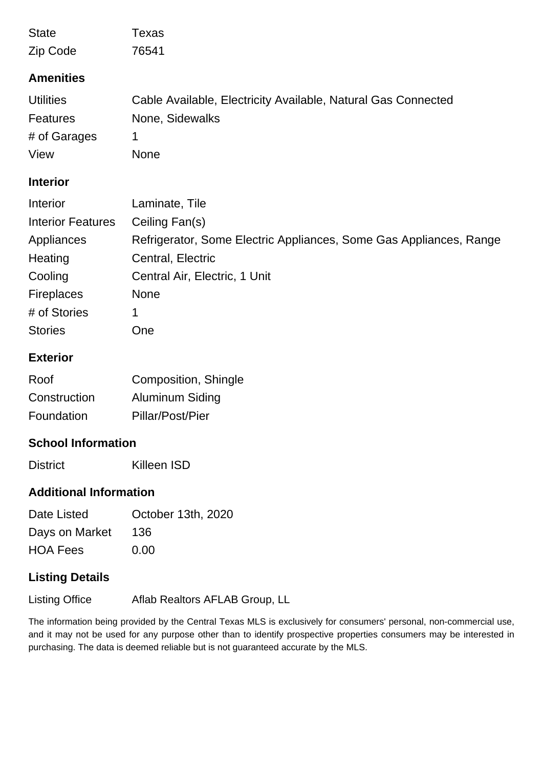| | |
|---|---|
| State | Texas |
| Zip Code | 76541 |

## Amenities

| | |
|---|---|
| Utilities | Cable Available, Electricity Available, Natural Gas Connected |
| Features | None, Sidewalks |
| # of Garages | 1 |
| View | None |

## Interior

| | |
|---|---|
| Interior | Laminate, Tile |
| Interior Features | Ceiling Fan(s) |
| Appliances | Refrigerator, Some Electric Appliances, Some Gas Appliances, Range |
| Heating | Central, Electric |
| Cooling | Central Air, Electric, 1 Unit |
| Fireplaces | None |
| # of Stories | 1 |
| Stories | One |

## Exterior

| | |
|---|---|
| Roof | Composition, Shingle |
| Construction | Aluminum Siding |
| Foundation | Pillar/Post/Pier |

## School Information

| | |
|---|---|
| District | Killeen ISD |

## Additional Information

| | |
|---|---|
| Date Listed | October 13th, 2020 |
| Days on Market | 136 |
| HOA Fees | 0.00 |

## Listing Details

| | |
|---|---|
| Listing Office | Aflab Realtors AFLAB Group, LL |

The information being provided by the Central Texas MLS is exclusively for consumers' personal, non-commercial use, and it may not be used for any purpose other than to identify prospective properties consumers may be interested in purchasing. The data is deemed reliable but is not guaranteed accurate by the MLS.